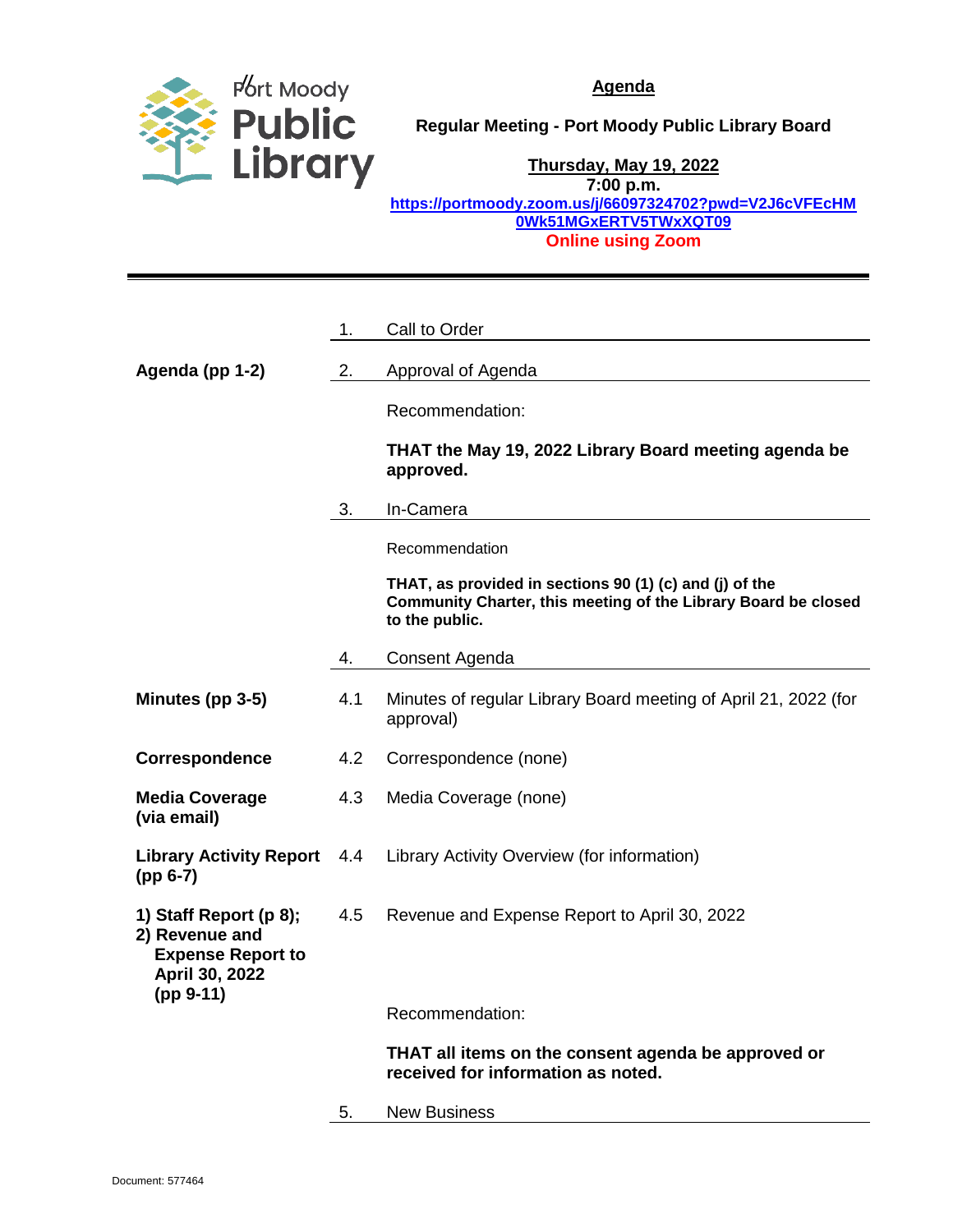Port Moody Public Library

# Agenda

**Regular Meeting - Port Moody Public Library Board**

**Thursday, May 19, 2022**
**7:00 p.m.**
**https://portmoody.zoom.us/j/66097324702?pwd=V2J6cVFEcHM0Wk51MGxERTV5TWxXQT09**
**Online using Zoom**

---

| | | |
|---|---|---|
| | 1. | Call to Order |
| **Agenda (pp 1-2)** | 2. | Approval of Agenda |
| | | Recommendation: |
| | | **THAT the May 19, 2022 Library Board meeting agenda be approved.** |
| | 3. | In-Camera |
| | | Recommendation |
| | | **THAT, as provided in sections 90 (1) (c) and (j) of the Community Charter, this meeting of the Library Board be closed to the public.** |
| | 4. | Consent Agenda |
| **Minutes (pp 3-5)** | 4.1 | Minutes of regular Library Board meeting of April 21, 2022 (for approval) |
| **Correspondence** | 4.2 | Correspondence (none) |
| **Media Coverage (via email)** | 4.3 | Media Coverage (none) |
| **Library Activity Report (pp 6-7)** | 4.4 | Library Activity Overview (for information) |
| **1) Staff Report (p 8); 2) Revenue and Expense Report to April 30, 2022 (pp 9-11)** | 4.5 | Revenue and Expense Report to April 30, 2022 |
| | | Recommendation: |
| | | **THAT all items on the consent agenda be approved or received for information as noted.** |
| | 5. | New Business |

Document: 577464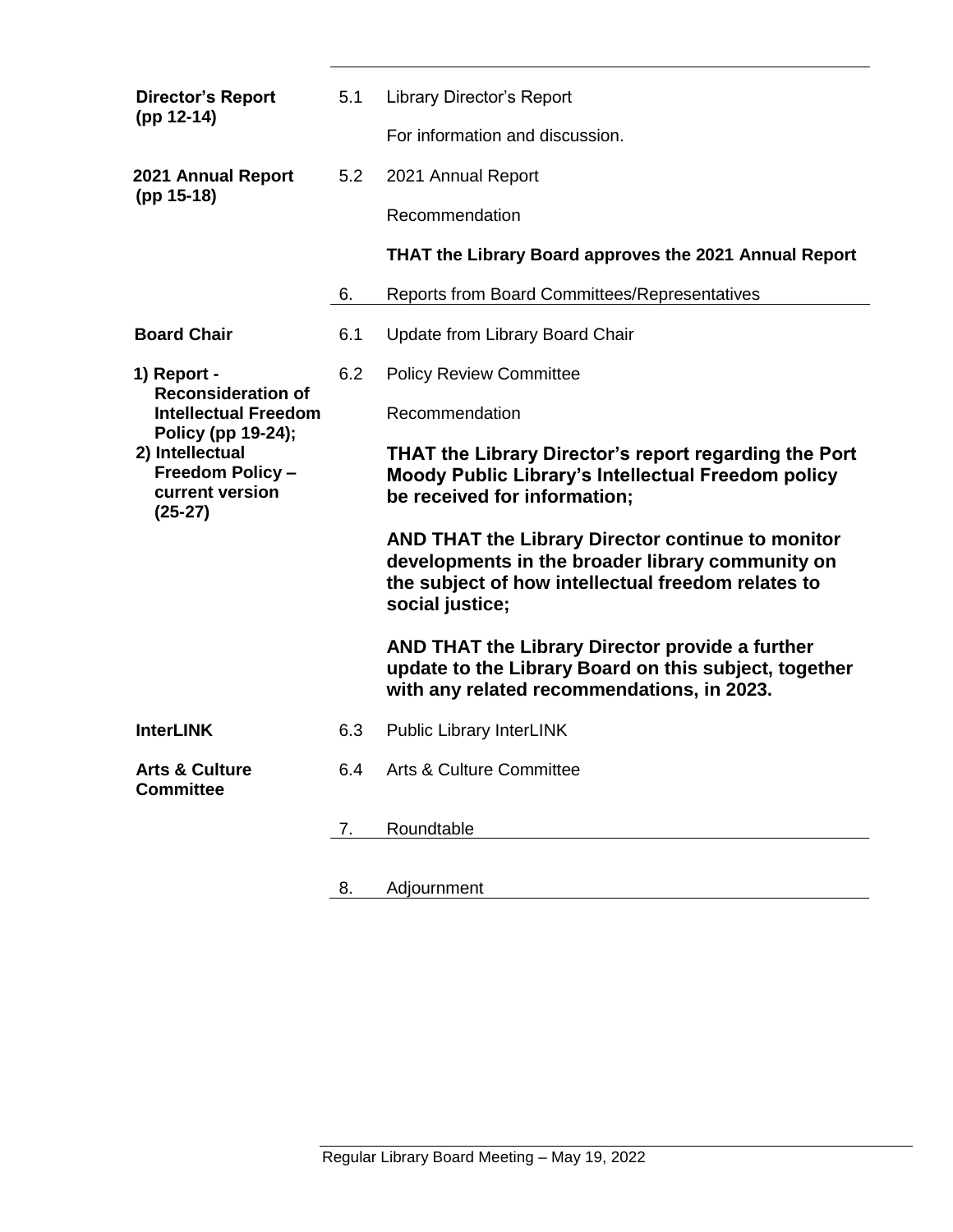| | | |
|---|---|---|
| **Director's Report (pp 12-14)** | 5.1 | Library Director's Report<br><br>For information and discussion. |
| **2021 Annual Report (pp 15-18)** | 5.2 | 2021 Annual Report<br><br>Recommendation<br><br>**THAT the Library Board approves the 2021 Annual Report** |
| | 6. | Reports from Board Committees/Representatives |
| **Board Chair** | 6.1 | Update from Library Board Chair |
| **1) Report - Reconsideration of Intellectual Freedom Policy (pp 19-24);**<br>**2) Intellectual Freedom Policy – current version (25-27)** | 6.2 | Policy Review Committee<br><br>Recommendation<br><br>**THAT the Library Director's report regarding the Port Moody Public Library's Intellectual Freedom policy be received for information;**<br><br>**AND THAT the Library Director continue to monitor developments in the broader library community on the subject of how intellectual freedom relates to social justice;**<br><br>**AND THAT the Library Director provide a further update to the Library Board on this subject, together with any related recommendations, in 2023.** |
| **InterLINK** | 6.3 | Public Library InterLINK |
| **Arts & Culture Committee** | 6.4 | Arts & Culture Committee |
| | 7. | Roundtable |
| | 8. | Adjournment |

Regular Library Board Meeting – May 19, 2022